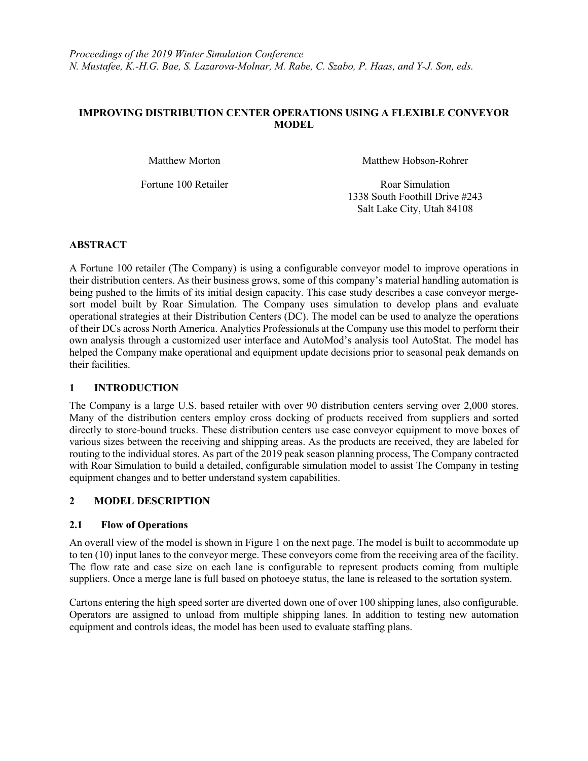*Proceedings of the 2019 Winter Simulation Conference*
*N. Mustafee, K.-H.G. Bae, S. Lazarova-Molnar, M. Rabe, C. Szabo, P. Haas, and Y-J. Son, eds.*

# IMPROVING DISTRIBUTION CENTER OPERATIONS USING A FLEXIBLE CONVEYOR MODEL

Matthew Morton

Fortune 100 Retailer

Matthew Hobson-Rohrer

Roar Simulation
1338 South Foothill Drive #243
Salt Lake City, Utah 84108

## ABSTRACT

A Fortune 100 retailer (The Company) is using a configurable conveyor model to improve operations in their distribution centers. As their business grows, some of this company's material handling automation is being pushed to the limits of its initial design capacity. This case study describes a case conveyor merge-sort model built by Roar Simulation. The Company uses simulation to develop plans and evaluate operational strategies at their Distribution Centers (DC). The model can be used to analyze the operations of their DCs across North America. Analytics Professionals at the Company use this model to perform their own analysis through a customized user interface and AutoMod's analysis tool AutoStat. The model has helped the Company make operational and equipment update decisions prior to seasonal peak demands on their facilities.

## 1 INTRODUCTION

The Company is a large U.S. based retailer with over 90 distribution centers serving over 2,000 stores. Many of the distribution centers employ cross docking of products received from suppliers and sorted directly to store-bound trucks. These distribution centers use case conveyor equipment to move boxes of various sizes between the receiving and shipping areas. As the products are received, they are labeled for routing to the individual stores. As part of the 2019 peak season planning process, The Company contracted with Roar Simulation to build a detailed, configurable simulation model to assist The Company in testing equipment changes and to better understand system capabilities.

## 2 MODEL DESCRIPTION

### 2.1 Flow of Operations

An overall view of the model is shown in Figure 1 on the next page. The model is built to accommodate up to ten (10) input lanes to the conveyor merge. These conveyors come from the receiving area of the facility. The flow rate and case size on each lane is configurable to represent products coming from multiple suppliers. Once a merge lane is full based on photoeye status, the lane is released to the sortation system.

Cartons entering the high speed sorter are diverted down one of over 100 shipping lanes, also configurable. Operators are assigned to unload from multiple shipping lanes. In addition to testing new automation equipment and controls ideas, the model has been used to evaluate staffing plans.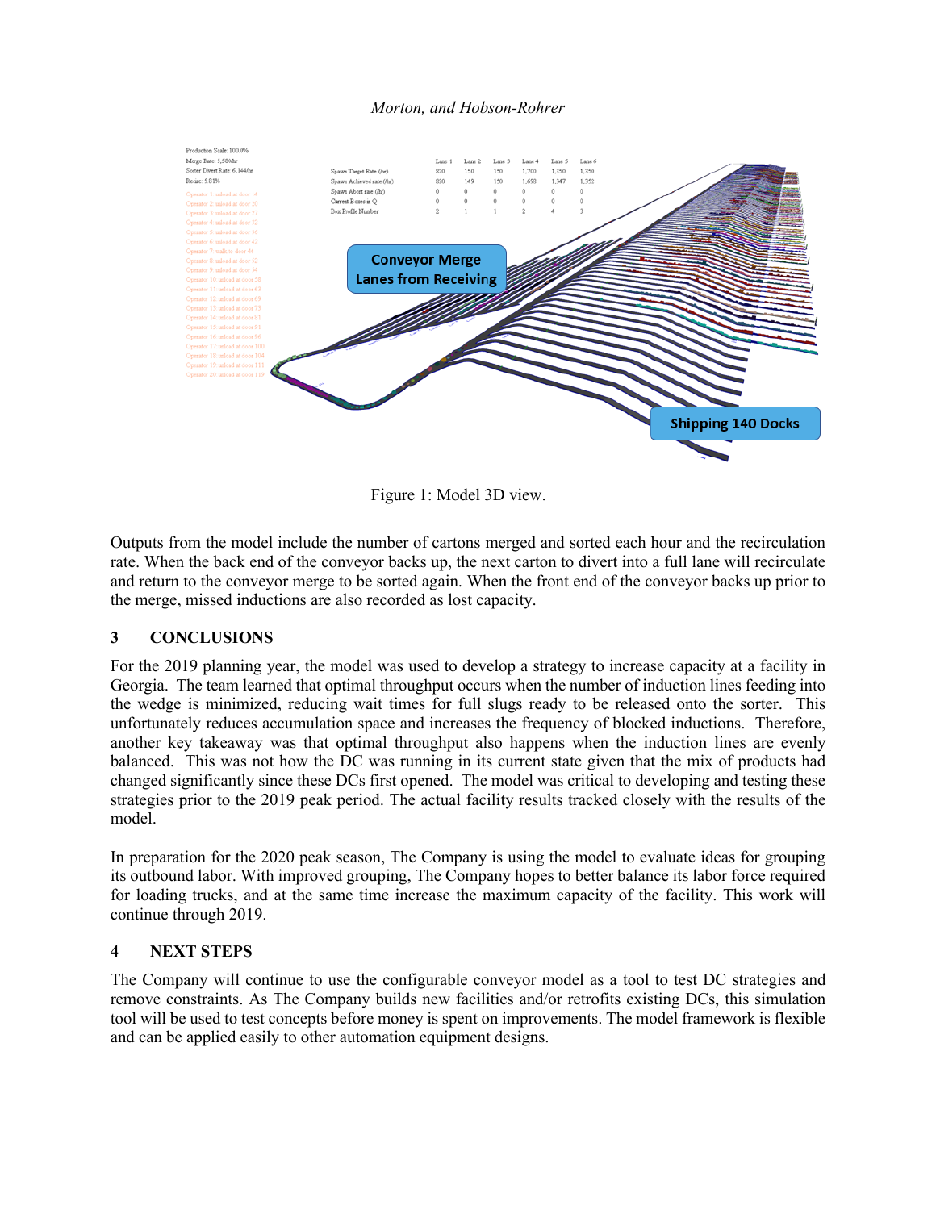Production Scale: 100.0%
Merge Rate: 3,580/hr
Sorter Divert Rate: 6,144/hr
Recirc: 5.81%

Operator 1: unload at door 14
Operator 2: unload at door 20
Operator 3: unload at door 27
Operator 4: unload at door 32
Operator 5: unload at door 36
Operator 6: unload at door 42
Operator 7: walk to door 46
Operator 8: unload at door 52
Operator 9: unload at door 54
Operator 10: unload at door 58
Operator 11: unload at door 63
Operator 12: unload at door 69
Operator 13: unload at door 73
Operator 14: unload at door 81
Operator 15: unload at door 91
Operator 16: unload at door 96
Operator 17: unload at door 100
Operator 18: unload at door 104
Operator 19: unload at door 111
Operator 20: unload at door 115

| | Lane 1 | Lane 2 | Lane 3 | Lane 4 | Lane 5 | Lane 6 |
|---|---|---|---|---|---|---|
| Spawn Target Rate (/hr) | 820 | 150 | 150 | 1,700 | 1,350 | 1,350 |
| Spawn Achieved rate (/hr) | 820 | 149 | 150 | 1,698 | 1,347 | 1,352 |
| Spawn Abort rate (/hr) | 0 | 0 | 0 | 0 | 0 | 0 |
| Current Boxes in Q | 0 | 0 | 0 | 0 | 0 | 0 |
| Box Profile Number | 2 | 1 | 1 | 2 | 4 | 3 |

Conveyor Merge Lanes from Receiving

Shipping 140 Docks

Figure 1: Model 3D view.

Outputs from the model include the number of cartons merged and sorted each hour and the recirculation rate. When the back end of the conveyor backs up, the next carton to divert into a full lane will recirculate and return to the conveyor merge to be sorted again. When the front end of the conveyor backs up prior to the merge, missed inductions are also recorded as lost capacity.

## 3 CONCLUSIONS

For the 2019 planning year, the model was used to develop a strategy to increase capacity at a facility in Georgia. The team learned that optimal throughput occurs when the number of induction lines feeding into the wedge is minimized, reducing wait times for full slugs ready to be released onto the sorter. This unfortunately reduces accumulation space and increases the frequency of blocked inductions. Therefore, another key takeaway was that optimal throughput also happens when the induction lines are evenly balanced. This was not how the DC was running in its current state given that the mix of products had changed significantly since these DCs first opened. The model was critical to developing and testing these strategies prior to the 2019 peak period. The actual facility results tracked closely with the results of the model.

In preparation for the 2020 peak season, The Company is using the model to evaluate ideas for grouping its outbound labor. With improved grouping, The Company hopes to better balance its labor force required for loading trucks, and at the same time increase the maximum capacity of the facility. This work will continue through 2019.

## 4 NEXT STEPS

The Company will continue to use the configurable conveyor model as a tool to test DC strategies and remove constraints. As The Company builds new facilities and/or retrofits existing DCs, this simulation tool will be used to test concepts before money is spent on improvements. The model framework is flexible and can be applied easily to other automation equipment designs.